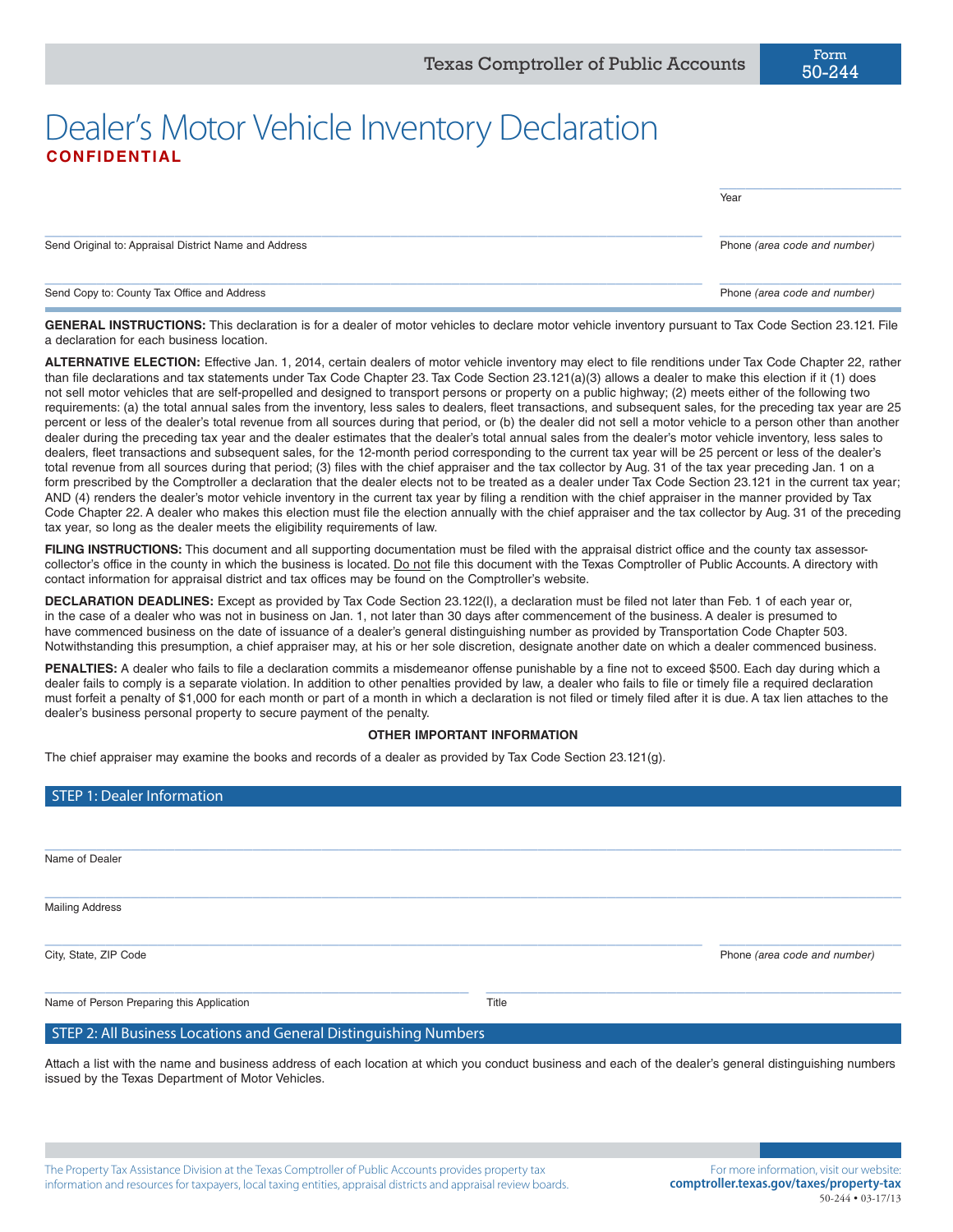Texas Comptroller of Public Accounts

Form 50-244

# Dealer's Motor Vehicle Inventory Declaration

**CONFIDENTIAL**

______________________
Year

______________________________________________ ______________________
Send Original to: Appraisal District Name and Address | Phone *(area code and number)*

______________________________________________ ______________________
Send Copy to: County Tax Office and Address | Phone *(area code and number)*

**GENERAL INSTRUCTIONS:** This declaration is for a dealer of motor vehicles to declare motor vehicle inventory pursuant to Tax Code Section 23.121. File a declaration for each business location.

**ALTERNATIVE ELECTION:** Effective Jan. 1, 2014, certain dealers of motor vehicle inventory may elect to file renditions under Tax Code Chapter 22, rather than file declarations and tax statements under Tax Code Chapter 23. Tax Code Section 23.121(a)(3) allows a dealer to make this election if it (1) does not sell motor vehicles that are self-propelled and designed to transport persons or property on a public highway; (2) meets either of the following two requirements: (a) the total annual sales from the inventory, less sales to dealers, fleet transactions, and subsequent sales, for the preceding tax year are 25 percent or less of the dealer's total revenue from all sources during that period, or (b) the dealer did not sell a motor vehicle to a person other than another dealer during the preceding tax year and the dealer estimates that the dealer's total annual sales from the dealer's motor vehicle inventory, less sales to dealers, fleet transactions and subsequent sales, for the 12-month period corresponding to the current tax year will be 25 percent or less of the dealer's total revenue from all sources during that period; (3) files with the chief appraiser and the tax collector by Aug. 31 of the tax year preceding Jan. 1 on a form prescribed by the Comptroller a declaration that the dealer elects not to be treated as a dealer under Tax Code Section 23.121 in the current tax year; AND (4) renders the dealer's motor vehicle inventory in the current tax year by filing a rendition with the chief appraiser in the manner provided by Tax Code Chapter 22. A dealer who makes this election must file the election annually with the chief appraiser and the tax collector by Aug. 31 of the preceding tax year, so long as the dealer meets the eligibility requirements of law.

**FILING INSTRUCTIONS:** This document and all supporting documentation must be filed with the appraisal district office and the county tax assessor-collector's office in the county in which the business is located. Do not file this document with the Texas Comptroller of Public Accounts. A directory with contact information for appraisal district and tax offices may be found on the Comptroller's website.

**DECLARATION DEADLINES:** Except as provided by Tax Code Section 23.122(l), a declaration must be filed not later than Feb. 1 of each year or, in the case of a dealer who was not in business on Jan. 1, not later than 30 days after commencement of the business. A dealer is presumed to have commenced business on the date of issuance of a dealer's general distinguishing number as provided by Transportation Code Chapter 503. Notwithstanding this presumption, a chief appraiser may, at his or her sole discretion, designate another date on which a dealer commenced business.

**PENALTIES:** A dealer who fails to file a declaration commits a misdemeanor offense punishable by a fine not to exceed $500. Each day during which a dealer fails to comply is a separate violation. In addition to other penalties provided by law, a dealer who fails to file or timely file a required declaration must forfeit a penalty of $1,000 for each month or part of a month in which a declaration is not filed or timely filed after it is due. A tax lien attaches to the dealer's business personal property to secure payment of the penalty.

**OTHER IMPORTANT INFORMATION**

The chief appraiser may examine the books and records of a dealer as provided by Tax Code Section 23.121(g).

## STEP 1: Dealer Information

______________________________________________
Name of Dealer

______________________________________________
Mailing Address

______________________________________________ ______________________
City, State, ZIP Code | Phone *(area code and number)*

______________________________ ______________________________
Name of Person Preparing this Application | Title

## STEP 2: All Business Locations and General Distinguishing Numbers

Attach a list with the name and business address of each location at which you conduct business and each of the dealer's general distinguishing numbers issued by the Texas Department of Motor Vehicles.

The Property Tax Assistance Division at the Texas Comptroller of Public Accounts provides property tax information and resources for taxpayers, local taxing entities, appraisal districts and appraisal review boards.

For more information, visit our website: **comptroller.texas.gov/taxes/property-tax**

50-244 • 03-17/13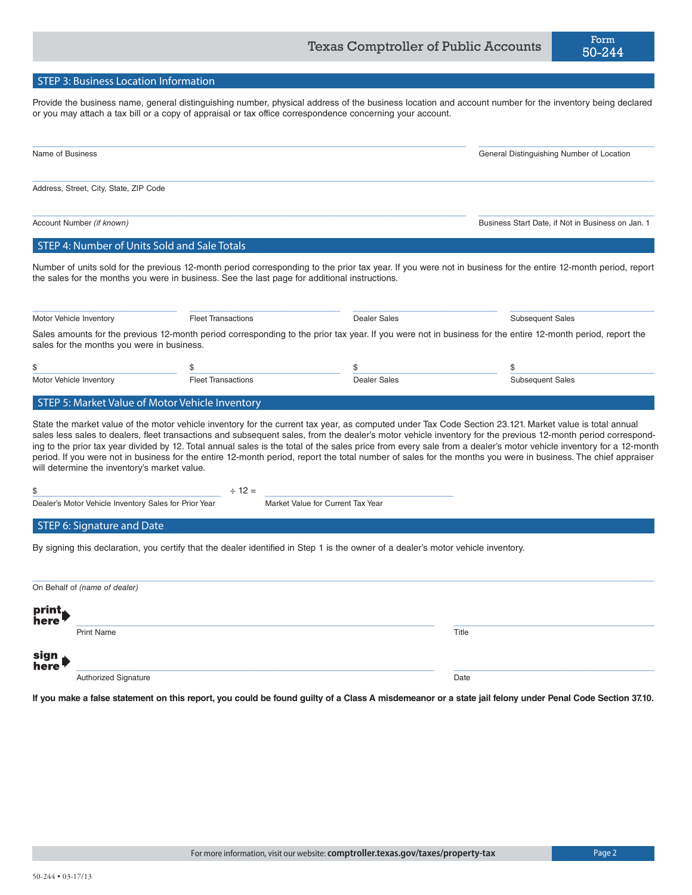## STEP 3: Business Location Information

Provide the business name, general distinguishing number, physical address of the business location and account number for the inventory being declared or you may attach a tax bill or a copy of appraisal or tax office correspondence concerning your account.

______________________________ Name of Business

______________________________ General Distinguishing Number of Location

______________________________ Address, Street, City, State, ZIP Code

______________________________ Account Number *(if known)*

______________________________ Business Start Date, if Not in Business on Jan. 1

## STEP 4: Number of Units Sold and Sale Totals

Number of units sold for the previous 12-month period corresponding to the prior tax year. If you were not in business for the entire 12-month period, report the sales for the months you were in business. See the last page for additional instructions.

| Motor Vehicle Inventory | Fleet Transactions | Dealer Sales | Subsequent Sales |
|---|---|---|---|
| | | | |

Sales amounts for the previous 12-month period corresponding to the prior tax year. If you were not in business for the entire 12-month period, report the sales for the months you were in business.

| Motor Vehicle Inventory | Fleet Transactions | Dealer Sales | Subsequent Sales |
|---|---|---|---|
| $ | $ | $ | $ |

## STEP 5: Market Value of Motor Vehicle Inventory

State the market value of the motor vehicle inventory for the current tax year, as computed under Tax Code Section 23.121. Market value is total annual sales less sales to dealers, fleet transactions and subsequent sales, from the dealer's motor vehicle inventory for the previous 12-month period corresponding to the prior tax year divided by 12. Total annual sales is the total of the sales price from every sale from a dealer's motor vehicle inventory for a 12-month period. If you were not in business for the entire 12-month period, report the total number of sales for the months you were in business. The chief appraiser will determine the inventory's market value.

$ ______________________________ ÷ 12 = ______________________________

Dealer's Motor Vehicle Inventory Sales for Prior Year — Market Value for Current Tax Year

## STEP 6: Signature and Date

By signing this declaration, you certify that the dealer identified in Step 1 is the owner of a dealer's motor vehicle inventory.

______________________________ On Behalf of *(name of dealer)*

**print here** ______________________________ Print Name ______________________________ Title

**sign here** ______________________________ Authorized Signature ______________________________ Date

**If you make a false statement on this report, you could be found guilty of a Class A misdemeanor or a state jail felony under Penal Code Section 37.10.**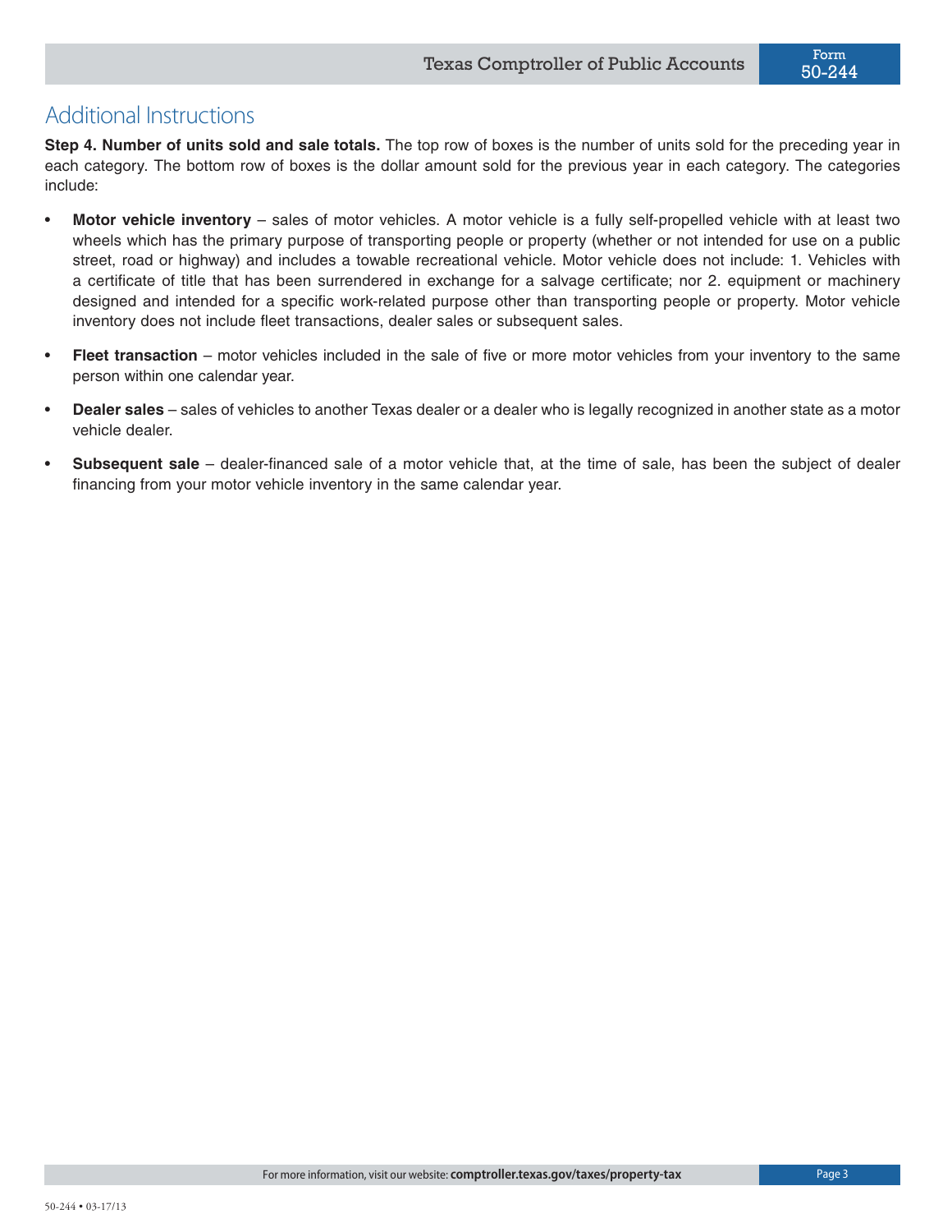## Additional Instructions

**Step 4. Number of units sold and sale totals.** The top row of boxes is the number of units sold for the preceding year in each category. The bottom row of boxes is the dollar amount sold for the previous year in each category. The categories include:

- **Motor vehicle inventory** – sales of motor vehicles. A motor vehicle is a fully self-propelled vehicle with at least two wheels which has the primary purpose of transporting people or property (whether or not intended for use on a public street, road or highway) and includes a towable recreational vehicle. Motor vehicle does not include: 1. Vehicles with a certificate of title that has been surrendered in exchange for a salvage certificate; nor 2. equipment or machinery designed and intended for a specific work-related purpose other than transporting people or property. Motor vehicle inventory does not include fleet transactions, dealer sales or subsequent sales.
- **Fleet transaction** – motor vehicles included in the sale of five or more motor vehicles from your inventory to the same person within one calendar year.
- **Dealer sales** – sales of vehicles to another Texas dealer or a dealer who is legally recognized in another state as a motor vehicle dealer.
- **Subsequent sale** – dealer-financed sale of a motor vehicle that, at the time of sale, has been the subject of dealer financing from your motor vehicle inventory in the same calendar year.